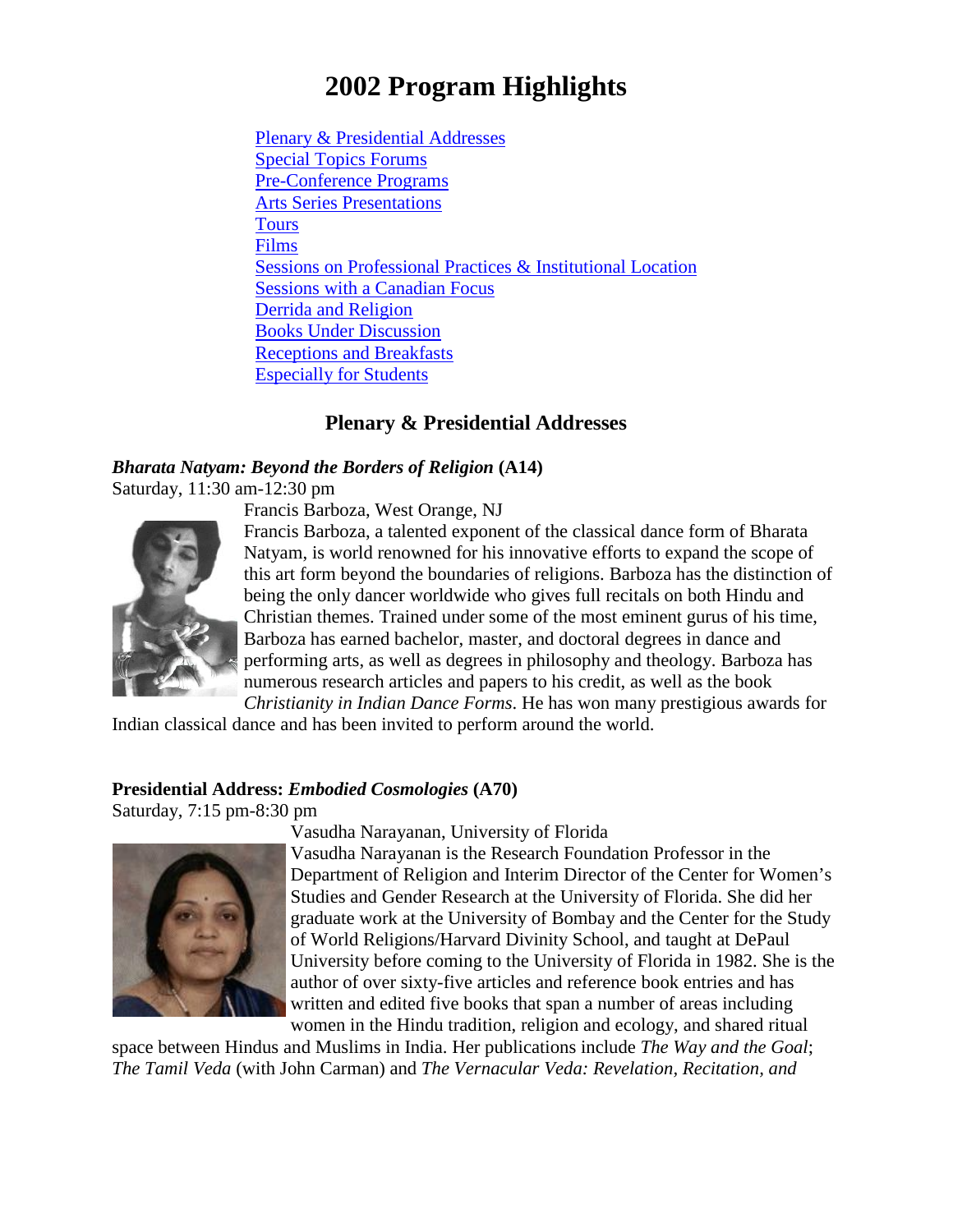# 2002 Program Highlights

- Plenary & Presidential Addresses
- Special Topics Forums
- Pre-Conference Programs
- Arts Series Presentations
- Tours
- Films
- Sessions on Professional Practices & Institutional Location
- Sessions with a Canadian Focus
- Derrida and Religion
- Books Under Discussion
- Receptions and Breakfasts
- Especially for Students

## Plenary & Presidential Addresses

***Bharata Natyam: Beyond the Borders of Religion*** **(A14)**
Saturday, 11:30 am-12:30 pm

Francis Barboza, West Orange, NJ

Francis Barboza, a talented exponent of the classical dance form of Bharata Natyam, is world renowned for his innovative efforts to expand the scope of this art form beyond the boundaries of religions. Barboza has the distinction of being the only dancer worldwide who gives full recitals on both Hindu and Christian themes. Trained under some of the most eminent gurus of his time, Barboza has earned bachelor, master, and doctoral degrees in dance and performing arts, as well as degrees in philosophy and theology. Barboza has numerous research articles and papers to his credit, as well as the book *Christianity in Indian Dance Forms*. He has won many prestigious awards for Indian classical dance and has been invited to perform around the world.

**Presidential Address: *Embodied Cosmologies* (A70)**
Saturday, 7:15 pm-8:30 pm

Vasudha Narayanan, University of Florida

Vasudha Narayanan is the Research Foundation Professor in the Department of Religion and Interim Director of the Center for Women's Studies and Gender Research at the University of Florida. She did her graduate work at the University of Bombay and the Center for the Study of World Religions/Harvard Divinity School, and taught at DePaul University before coming to the University of Florida in 1982. She is the author of over sixty-five articles and reference book entries and has written and edited five books that span a number of areas including women in the Hindu tradition, religion and ecology, and shared ritual space between Hindus and Muslims in India. Her publications include *The Way and the Goal*; *The Tamil Veda* (with John Carman) and *The Vernacular Veda: Revelation, Recitation, and*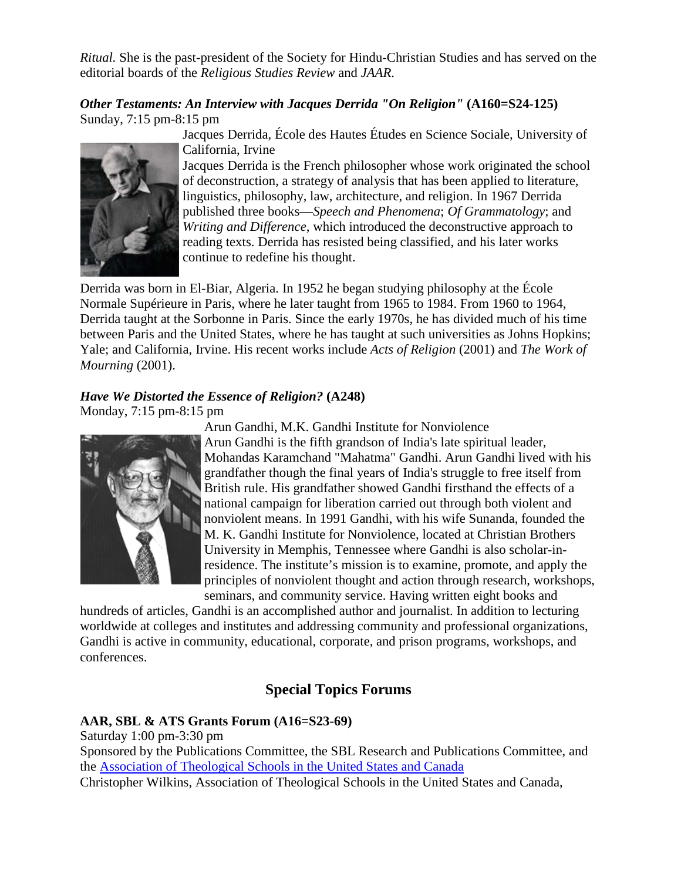*Ritual*. She is the past-president of the Society for Hindu-Christian Studies and has served on the editorial boards of the *Religious Studies Review* and *JAAR*.

***Other Testaments: An Interview with Jacques Derrida "On Religion"*** **(A160=S24-125)**
Sunday, 7:15 pm-8:15 pm

Jacques Derrida, École des Hautes Études en Science Sociale, University of California, Irvine

Jacques Derrida is the French philosopher whose work originated the school of deconstruction, a strategy of analysis that has been applied to literature, linguistics, philosophy, law, architecture, and religion. In 1967 Derrida published three books—*Speech and Phenomena*; *Of Grammatology*; and *Writing and Difference*, which introduced the deconstructive approach to reading texts. Derrida has resisted being classified, and his later works continue to redefine his thought.

Derrida was born in El-Biar, Algeria. In 1952 he began studying philosophy at the École Normale Supérieure in Paris, where he later taught from 1965 to 1984. From 1960 to 1964, Derrida taught at the Sorbonne in Paris. Since the early 1970s, he has divided much of his time between Paris and the United States, where he has taught at such universities as Johns Hopkins; Yale; and California, Irvine. His recent works include *Acts of Religion* (2001) and *The Work of Mourning* (2001).

***Have We Distorted the Essence of Religion?*** **(A248)**
Monday, 7:15 pm-8:15 pm

Arun Gandhi, M.K. Gandhi Institute for Nonviolence

Arun Gandhi is the fifth grandson of India's late spiritual leader, Mohandas Karamchand "Mahatma" Gandhi. Arun Gandhi lived with his grandfather though the final years of India's struggle to free itself from British rule. His grandfather showed Gandhi firsthand the effects of a national campaign for liberation carried out through both violent and nonviolent means. In 1991 Gandhi, with his wife Sunanda, founded the M. K. Gandhi Institute for Nonviolence, located at Christian Brothers University in Memphis, Tennessee where Gandhi is also scholar-in-residence. The institute's mission is to examine, promote, and apply the principles of nonviolent thought and action through research, workshops, seminars, and community service. Having written eight books and hundreds of articles, Gandhi is an accomplished author and journalist. In addition to lecturing worldwide at colleges and institutes and addressing community and professional organizations, Gandhi is active in community, educational, corporate, and prison programs, workshops, and conferences.

## Special Topics Forums

**AAR, SBL & ATS Grants Forum (A16=S23-69)**
Saturday 1:00 pm-3:30 pm
Sponsored by the Publications Committee, the SBL Research and Publications Committee, and the Association of Theological Schools in the United States and Canada
Christopher Wilkins, Association of Theological Schools in the United States and Canada,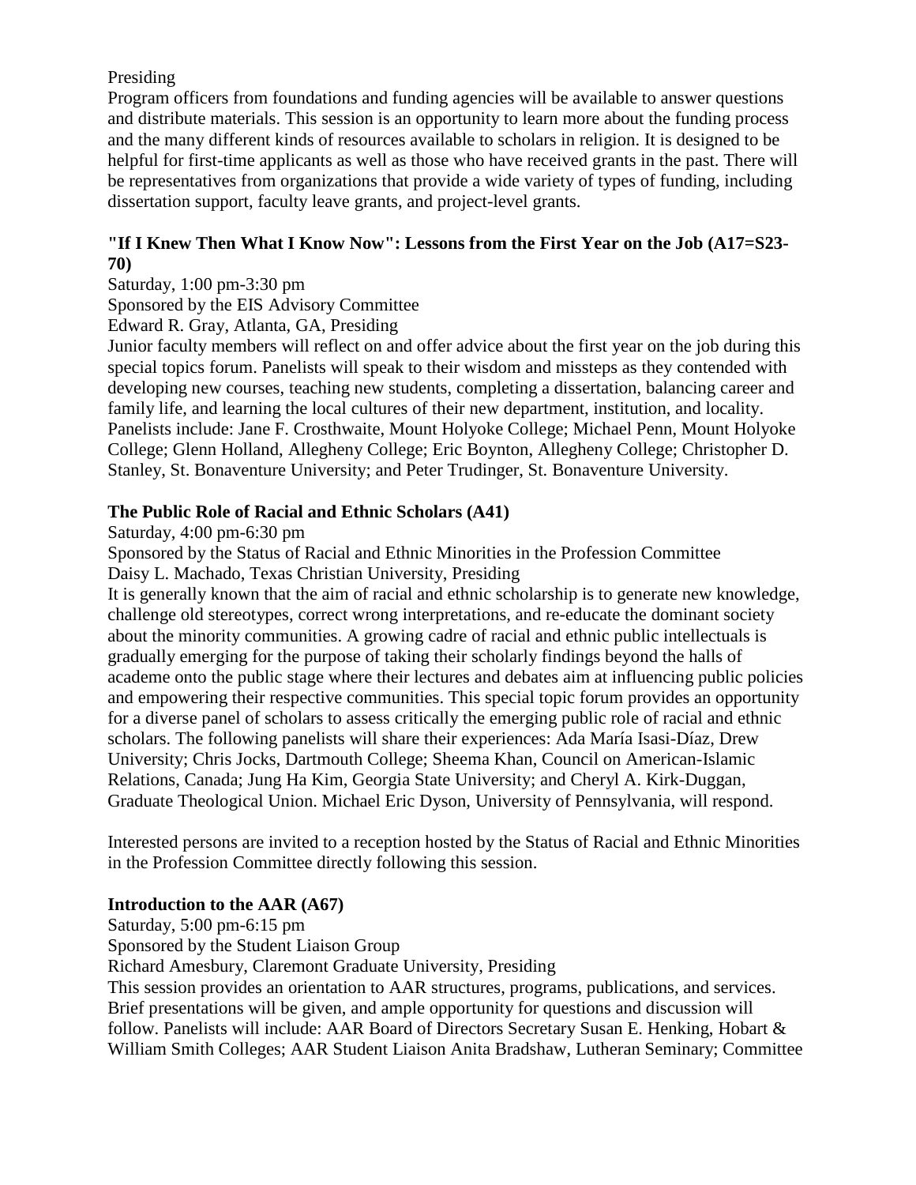Presiding
Program officers from foundations and funding agencies will be available to answer questions and distribute materials. This session is an opportunity to learn more about the funding process and the many different kinds of resources available to scholars in religion. It is designed to be helpful for first-time applicants as well as those who have received grants in the past. There will be representatives from organizations that provide a wide variety of types of funding, including dissertation support, faculty leave grants, and project-level grants.

**"If I Knew Then What I Know Now": Lessons from the First Year on the Job (A17=S23-70)**

Saturday, 1:00 pm-3:30 pm
Sponsored by the EIS Advisory Committee
Edward R. Gray, Atlanta, GA, Presiding
Junior faculty members will reflect on and offer advice about the first year on the job during this special topics forum. Panelists will speak to their wisdom and missteps as they contended with developing new courses, teaching new students, completing a dissertation, balancing career and family life, and learning the local cultures of their new department, institution, and locality. Panelists include: Jane F. Crosthwaite, Mount Holyoke College; Michael Penn, Mount Holyoke College; Glenn Holland, Allegheny College; Eric Boynton, Allegheny College; Christopher D. Stanley, St. Bonaventure University; and Peter Trudinger, St. Bonaventure University.

**The Public Role of Racial and Ethnic Scholars (A41)**

Saturday, 4:00 pm-6:30 pm
Sponsored by the Status of Racial and Ethnic Minorities in the Profession Committee
Daisy L. Machado, Texas Christian University, Presiding
It is generally known that the aim of racial and ethnic scholarship is to generate new knowledge, challenge old stereotypes, correct wrong interpretations, and re-educate the dominant society about the minority communities. A growing cadre of racial and ethnic public intellectuals is gradually emerging for the purpose of taking their scholarly findings beyond the halls of academe onto the public stage where their lectures and debates aim at influencing public policies and empowering their respective communities. This special topic forum provides an opportunity for a diverse panel of scholars to assess critically the emerging public role of racial and ethnic scholars. The following panelists will share their experiences: Ada María Isasi-Díaz, Drew University; Chris Jocks, Dartmouth College; Sheema Khan, Council on American-Islamic Relations, Canada; Jung Ha Kim, Georgia State University; and Cheryl A. Kirk-Duggan, Graduate Theological Union. Michael Eric Dyson, University of Pennsylvania, will respond.

Interested persons are invited to a reception hosted by the Status of Racial and Ethnic Minorities in the Profession Committee directly following this session.

**Introduction to the AAR (A67)**

Saturday, 5:00 pm-6:15 pm
Sponsored by the Student Liaison Group
Richard Amesbury, Claremont Graduate University, Presiding
This session provides an orientation to AAR structures, programs, publications, and services. Brief presentations will be given, and ample opportunity for questions and discussion will follow. Panelists will include: AAR Board of Directors Secretary Susan E. Henking, Hobart & William Smith Colleges; AAR Student Liaison Anita Bradshaw, Lutheran Seminary; Committee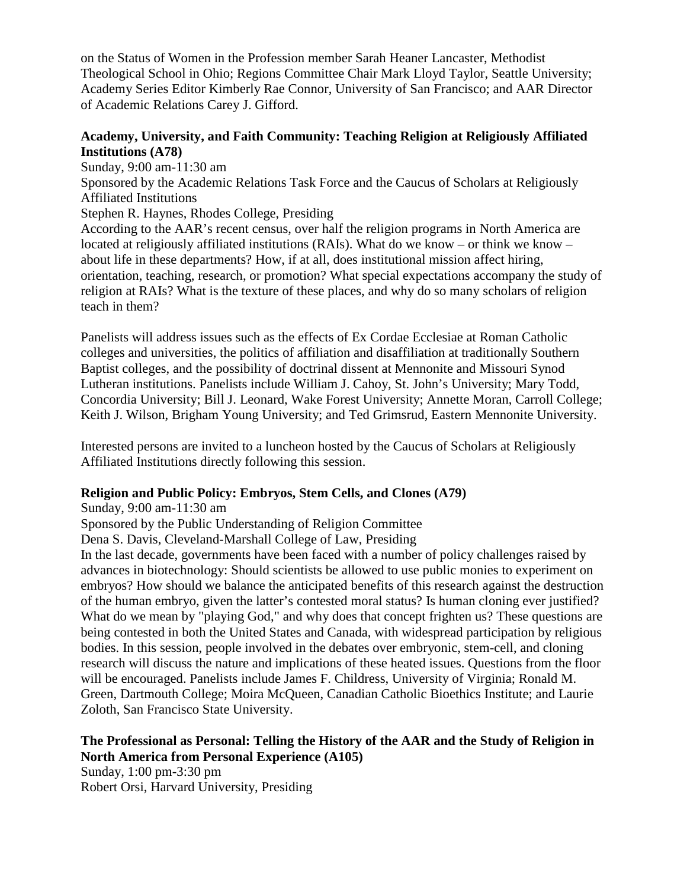on the Status of Women in the Profession member Sarah Heaner Lancaster, Methodist Theological School in Ohio; Regions Committee Chair Mark Lloyd Taylor, Seattle University; Academy Series Editor Kimberly Rae Connor, University of San Francisco; and AAR Director of Academic Relations Carey J. Gifford.

**Academy, University, and Faith Community: Teaching Religion at Religiously Affiliated Institutions (A78)**

Sunday, 9:00 am-11:30 am
Sponsored by the Academic Relations Task Force and the Caucus of Scholars at Religiously Affiliated Institutions
Stephen R. Haynes, Rhodes College, Presiding
According to the AAR's recent census, over half the religion programs in North America are located at religiously affiliated institutions (RAIs). What do we know – or think we know – about life in these departments? How, if at all, does institutional mission affect hiring, orientation, teaching, research, or promotion? What special expectations accompany the study of religion at RAIs? What is the texture of these places, and why do so many scholars of religion teach in them?

Panelists will address issues such as the effects of Ex Cordae Ecclesiae at Roman Catholic colleges and universities, the politics of affiliation and disaffiliation at traditionally Southern Baptist colleges, and the possibility of doctrinal dissent at Mennonite and Missouri Synod Lutheran institutions. Panelists include William J. Cahoy, St. John's University; Mary Todd, Concordia University; Bill J. Leonard, Wake Forest University; Annette Moran, Carroll College; Keith J. Wilson, Brigham Young University; and Ted Grimsrud, Eastern Mennonite University.

Interested persons are invited to a luncheon hosted by the Caucus of Scholars at Religiously Affiliated Institutions directly following this session.

**Religion and Public Policy: Embryos, Stem Cells, and Clones (A79)**

Sunday, 9:00 am-11:30 am
Sponsored by the Public Understanding of Religion Committee
Dena S. Davis, Cleveland-Marshall College of Law, Presiding
In the last decade, governments have been faced with a number of policy challenges raised by advances in biotechnology: Should scientists be allowed to use public monies to experiment on embryos? How should we balance the anticipated benefits of this research against the destruction of the human embryo, given the latter's contested moral status? Is human cloning ever justified? What do we mean by "playing God," and why does that concept frighten us? These questions are being contested in both the United States and Canada, with widespread participation by religious bodies. In this session, people involved in the debates over embryonic, stem-cell, and cloning research will discuss the nature and implications of these heated issues. Questions from the floor will be encouraged. Panelists include James F. Childress, University of Virginia; Ronald M. Green, Dartmouth College; Moira McQueen, Canadian Catholic Bioethics Institute; and Laurie Zoloth, San Francisco State University.

**The Professional as Personal: Telling the History of the AAR and the Study of Religion in North America from Personal Experience (A105)**

Sunday, 1:00 pm-3:30 pm
Robert Orsi, Harvard University, Presiding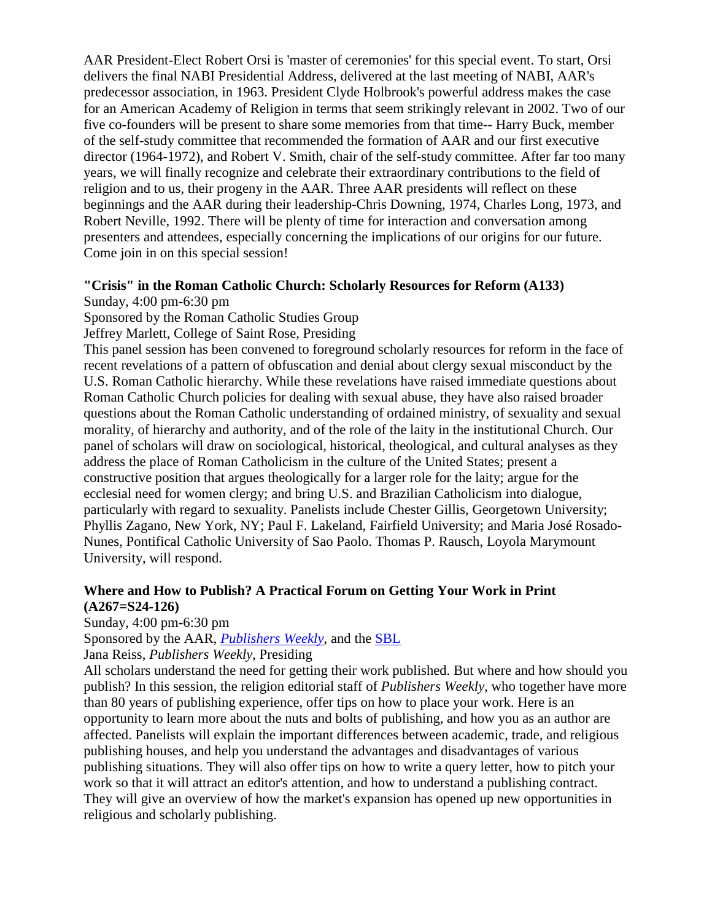AAR President-Elect Robert Orsi is 'master of ceremonies' for this special event. To start, Orsi delivers the final NABI Presidential Address, delivered at the last meeting of NABI, AAR's predecessor association, in 1963. President Clyde Holbrook's powerful address makes the case for an American Academy of Religion in terms that seem strikingly relevant in 2002. Two of our five co-founders will be present to share some memories from that time-- Harry Buck, member of the self-study committee that recommended the formation of AAR and our first executive director (1964-1972), and Robert V. Smith, chair of the self-study committee. After far too many years, we will finally recognize and celebrate their extraordinary contributions to the field of religion and to us, their progeny in the AAR. Three AAR presidents will reflect on these beginnings and the AAR during their leadership-Chris Downing, 1974, Charles Long, 1973, and Robert Neville, 1992. There will be plenty of time for interaction and conversation among presenters and attendees, especially concerning the implications of our origins for our future. Come join in on this special session!

**"Crisis" in the Roman Catholic Church: Scholarly Resources for Reform (A133)**

Sunday, 4:00 pm-6:30 pm

Sponsored by the Roman Catholic Studies Group

Jeffrey Marlett, College of Saint Rose, Presiding

This panel session has been convened to foreground scholarly resources for reform in the face of recent revelations of a pattern of obfuscation and denial about clergy sexual misconduct by the U.S. Roman Catholic hierarchy. While these revelations have raised immediate questions about Roman Catholic Church policies for dealing with sexual abuse, they have also raised broader questions about the Roman Catholic understanding of ordained ministry, of sexuality and sexual morality, of hierarchy and authority, and of the role of the laity in the institutional Church. Our panel of scholars will draw on sociological, historical, theological, and cultural analyses as they address the place of Roman Catholicism in the culture of the United States; present a constructive position that argues theologically for a larger role for the laity; argue for the ecclesial need for women clergy; and bring U.S. and Brazilian Catholicism into dialogue, particularly with regard to sexuality. Panelists include Chester Gillis, Georgetown University; Phyllis Zagano, New York, NY; Paul F. Lakeland, Fairfield University; and Maria José Rosado-Nunes, Pontifical Catholic University of Sao Paolo. Thomas P. Rausch, Loyola Marymount University, will respond.

**Where and How to Publish? A Practical Forum on Getting Your Work in Print (A267=S24-126)**

Sunday, 4:00 pm-6:30 pm

Sponsored by the AAR, *Publishers Weekly*, and the SBL

Jana Reiss, *Publishers Weekly*, Presiding

All scholars understand the need for getting their work published. But where and how should you publish? In this session, the religion editorial staff of *Publishers Weekly*, who together have more than 80 years of publishing experience, offer tips on how to place your work. Here is an opportunity to learn more about the nuts and bolts of publishing, and how you as an author are affected. Panelists will explain the important differences between academic, trade, and religious publishing houses, and help you understand the advantages and disadvantages of various publishing situations. They will also offer tips on how to write a query letter, how to pitch your work so that it will attract an editor's attention, and how to understand a publishing contract. They will give an overview of how the market's expansion has opened up new opportunities in religious and scholarly publishing.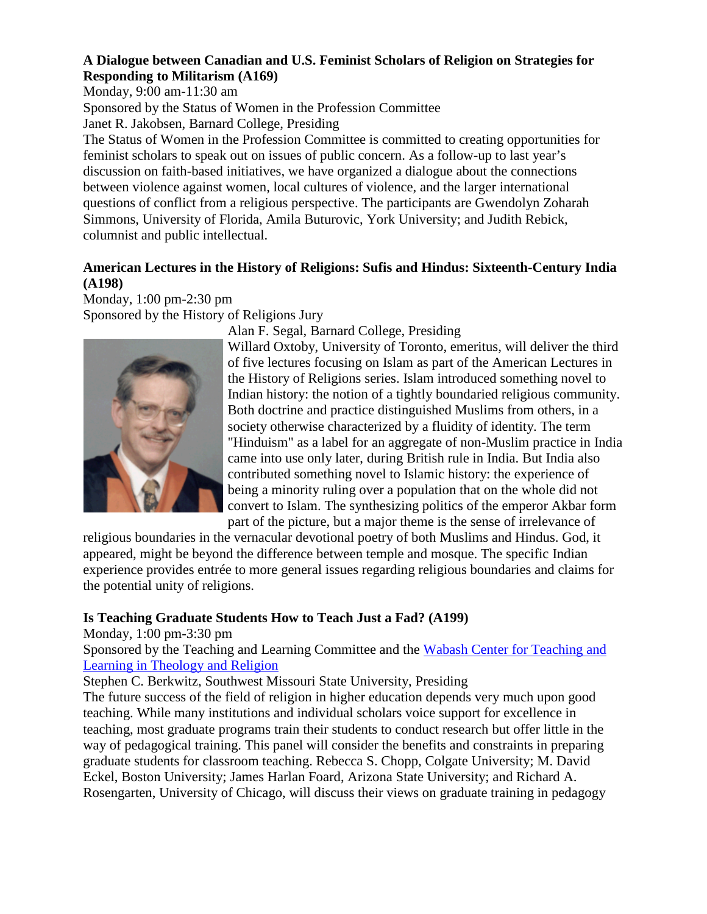**A Dialogue between Canadian and U.S. Feminist Scholars of Religion on Strategies for Responding to Militarism (A169)**

Monday, 9:00 am-11:30 am

Sponsored by the Status of Women in the Profession Committee

Janet R. Jakobsen, Barnard College, Presiding

The Status of Women in the Profession Committee is committed to creating opportunities for feminist scholars to speak out on issues of public concern. As a follow-up to last year's discussion on faith-based initiatives, we have organized a dialogue about the connections between violence against women, local cultures of violence, and the larger international questions of conflict from a religious perspective. The participants are Gwendolyn Zoharah Simmons, University of Florida, Amila Buturovic, York University; and Judith Rebick, columnist and public intellectual.

**American Lectures in the History of Religions: Sufis and Hindus: Sixteenth-Century India (A198)**

Monday, 1:00 pm-2:30 pm

Sponsored by the History of Religions Jury

Alan F. Segal, Barnard College, Presiding

Willard Oxtoby, University of Toronto, emeritus, will deliver the third of five lectures focusing on Islam as part of the American Lectures in the History of Religions series. Islam introduced something novel to Indian history: the notion of a tightly boundaried religious community. Both doctrine and practice distinguished Muslims from others, in a society otherwise characterized by a fluidity of identity. The term "Hinduism" as a label for an aggregate of non-Muslim practice in India came into use only later, during British rule in India. But India also contributed something novel to Islamic history: the experience of being a minority ruling over a population that on the whole did not convert to Islam. The synthesizing politics of the emperor Akbar form part of the picture, but a major theme is the sense of irrelevance of religious boundaries in the vernacular devotional poetry of both Muslims and Hindus. God, it appeared, might be beyond the difference between temple and mosque. The specific Indian experience provides entrée to more general issues regarding religious boundaries and claims for the potential unity of religions.

**Is Teaching Graduate Students How to Teach Just a Fad? (A199)**

Monday, 1:00 pm-3:30 pm

Sponsored by the Teaching and Learning Committee and the Wabash Center for Teaching and Learning in Theology and Religion

Stephen C. Berkwitz, Southwest Missouri State University, Presiding

The future success of the field of religion in higher education depends very much upon good teaching. While many institutions and individual scholars voice support for excellence in teaching, most graduate programs train their students to conduct research but offer little in the way of pedagogical training. This panel will consider the benefits and constraints in preparing graduate students for classroom teaching. Rebecca S. Chopp, Colgate University; M. David Eckel, Boston University; James Harlan Foard, Arizona State University; and Richard A. Rosengarten, University of Chicago, will discuss their views on graduate training in pedagogy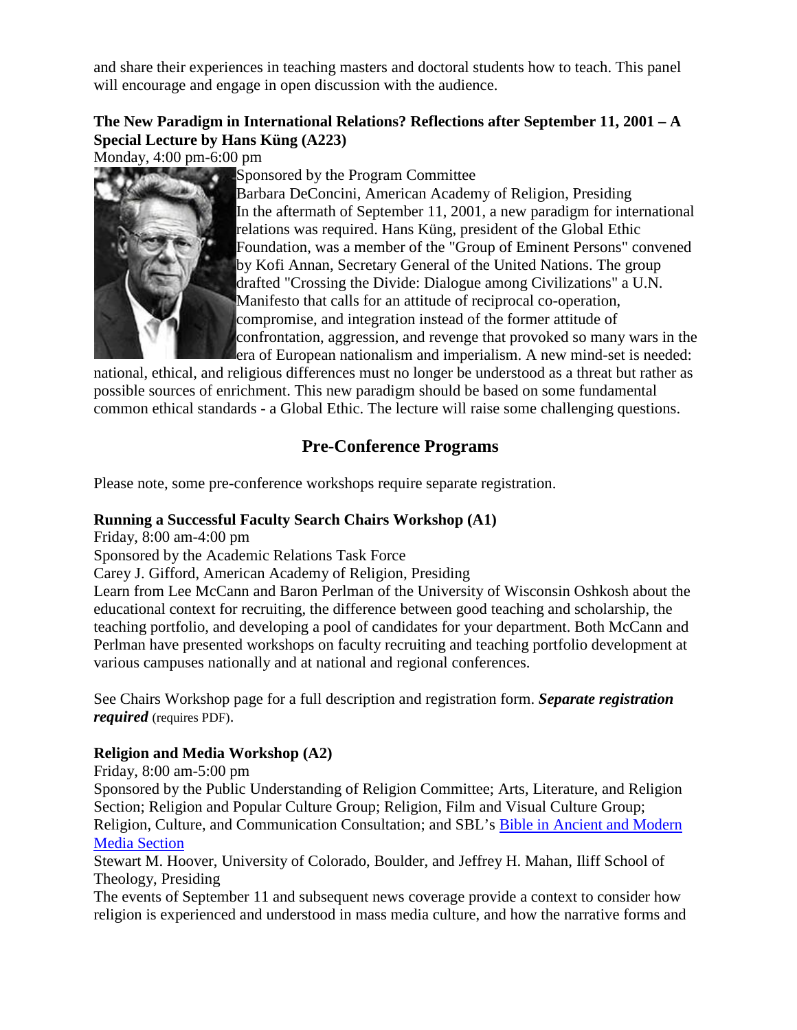and share their experiences in teaching masters and doctoral students how to teach. This panel will encourage and engage in open discussion with the audience.

**The New Paradigm in International Relations? Reflections after September 11, 2001 – A Special Lecture by Hans Küng (A223)**

Monday, 4:00 pm-6:00 pm

Sponsored by the Program Committee

Barbara DeConcini, American Academy of Religion, Presiding

In the aftermath of September 11, 2001, a new paradigm for international relations was required. Hans Küng, president of the Global Ethic Foundation, was a member of the "Group of Eminent Persons" convened by Kofi Annan, Secretary General of the United Nations. The group drafted "Crossing the Divide: Dialogue among Civilizations" a U.N. Manifesto that calls for an attitude of reciprocal co-operation, compromise, and integration instead of the former attitude of confrontation, aggression, and revenge that provoked so many wars in the era of European nationalism and imperialism. A new mind-set is needed: national, ethical, and religious differences must no longer be understood as a threat but rather as possible sources of enrichment. This new paradigm should be based on some fundamental common ethical standards - a Global Ethic. The lecture will raise some challenging questions.

## Pre-Conference Programs

Please note, some pre-conference workshops require separate registration.

**Running a Successful Faculty Search Chairs Workshop (A1)**

Friday, 8:00 am-4:00 pm

Sponsored by the Academic Relations Task Force

Carey J. Gifford, American Academy of Religion, Presiding

Learn from Lee McCann and Baron Perlman of the University of Wisconsin Oshkosh about the educational context for recruiting, the difference between good teaching and scholarship, the teaching portfolio, and developing a pool of candidates for your department. Both McCann and Perlman have presented workshops on faculty recruiting and teaching portfolio development at various campuses nationally and at national and regional conferences.

See Chairs Workshop page for a full description and registration form. ***Separate registration required*** (requires PDF).

**Religion and Media Workshop (A2)**

Friday, 8:00 am-5:00 pm

Sponsored by the Public Understanding of Religion Committee; Arts, Literature, and Religion Section; Religion and Popular Culture Group; Religion, Film and Visual Culture Group; Religion, Culture, and Communication Consultation; and SBL's Bible in Ancient and Modern Media Section

Stewart M. Hoover, University of Colorado, Boulder, and Jeffrey H. Mahan, Iliff School of Theology, Presiding

The events of September 11 and subsequent news coverage provide a context to consider how religion is experienced and understood in mass media culture, and how the narrative forms and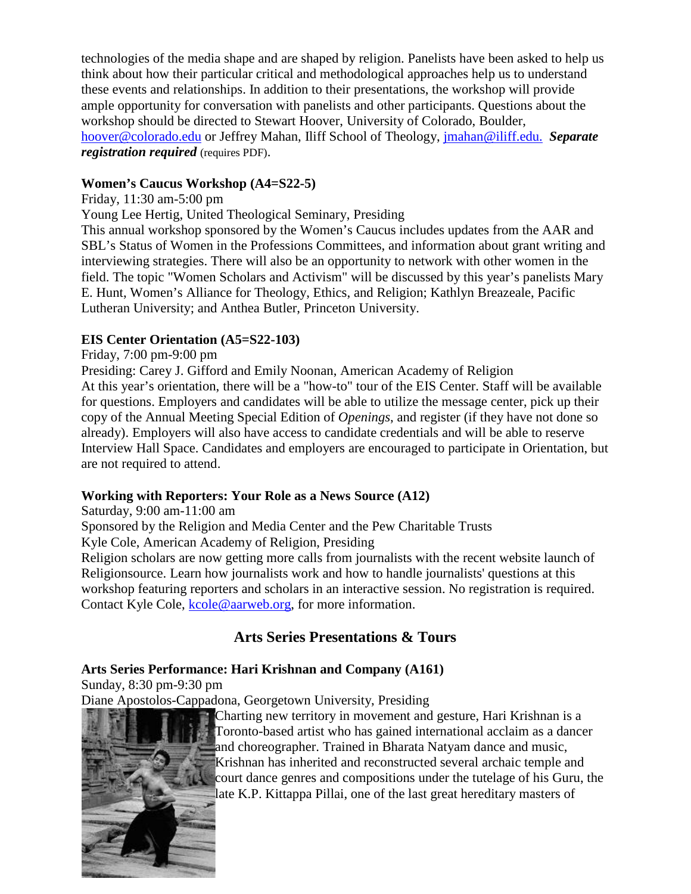technologies of the media shape and are shaped by religion. Panelists have been asked to help us think about how their particular critical and methodological approaches help us to understand these events and relationships. In addition to their presentations, the workshop will provide ample opportunity for conversation with panelists and other participants. Questions about the workshop should be directed to Stewart Hoover, University of Colorado, Boulder, hoover@colorado.edu or Jeffrey Mahan, Iliff School of Theology, jmahan@iliff.edu. ***Separate registration required*** (requires PDF).

**Women's Caucus Workshop (A4=S22-5)**

Friday, 11:30 am-5:00 pm

Young Lee Hertig, United Theological Seminary, Presiding

This annual workshop sponsored by the Women's Caucus includes updates from the AAR and SBL's Status of Women in the Professions Committees, and information about grant writing and interviewing strategies. There will also be an opportunity to network with other women in the field. The topic "Women Scholars and Activism" will be discussed by this year's panelists Mary E. Hunt, Women's Alliance for Theology, Ethics, and Religion; Kathlyn Breazeale, Pacific Lutheran University; and Anthea Butler, Princeton University.

**EIS Center Orientation (A5=S22-103)**

Friday, 7:00 pm-9:00 pm

Presiding: Carey J. Gifford and Emily Noonan, American Academy of Religion

At this year's orientation, there will be a "how-to" tour of the EIS Center. Staff will be available for questions. Employers and candidates will be able to utilize the message center, pick up their copy of the Annual Meeting Special Edition of *Openings*, and register (if they have not done so already). Employers will also have access to candidate credentials and will be able to reserve Interview Hall Space. Candidates and employers are encouraged to participate in Orientation, but are not required to attend.

**Working with Reporters: Your Role as a News Source (A12)**

Saturday, 9:00 am-11:00 am

Sponsored by the Religion and Media Center and the Pew Charitable Trusts

Kyle Cole, American Academy of Religion, Presiding

Religion scholars are now getting more calls from journalists with the recent website launch of Religionsource. Learn how journalists work and how to handle journalists' questions at this workshop featuring reporters and scholars in an interactive session. No registration is required. Contact Kyle Cole, kcole@aarweb.org, for more information.

## Arts Series Presentations & Tours

**Arts Series Performance: Hari Krishnan and Company (A161)**

Sunday, 8:30 pm-9:30 pm

Diane Apostolos-Cappadona, Georgetown University, Presiding

Charting new territory in movement and gesture, Hari Krishnan is a Toronto-based artist who has gained international acclaim as a dancer and choreographer. Trained in Bharata Natyam dance and music, Krishnan has inherited and reconstructed several archaic temple and court dance genres and compositions under the tutelage of his Guru, the late K.P. Kittappa Pillai, one of the last great hereditary masters of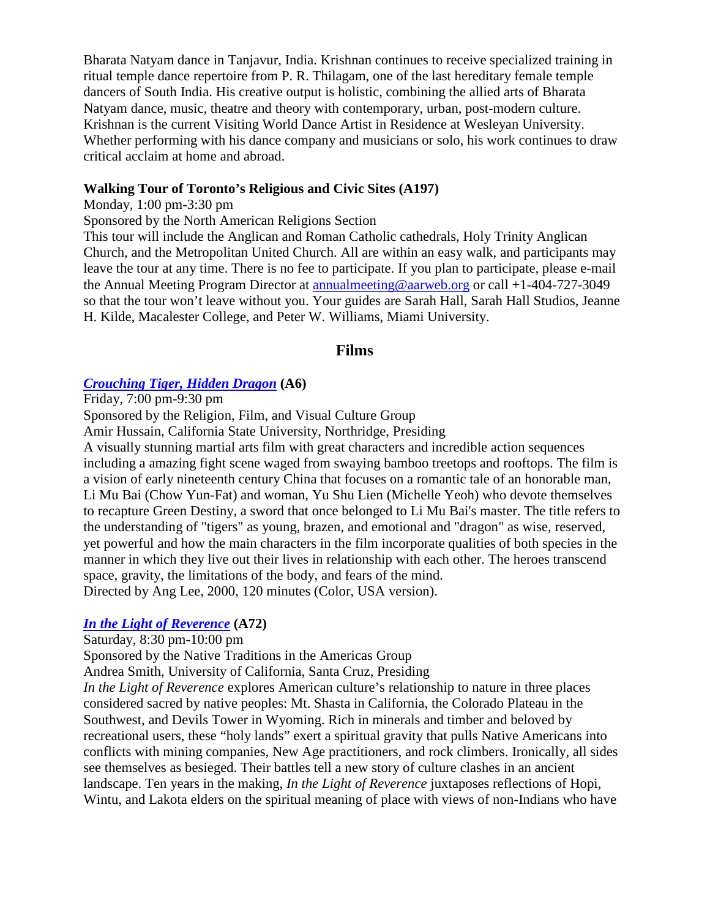Bharata Natyam dance in Tanjavur, India. Krishnan continues to receive specialized training in ritual temple dance repertoire from P. R. Thilagam, one of the last hereditary female temple dancers of South India. His creative output is holistic, combining the allied arts of Bharata Natyam dance, music, theatre and theory with contemporary, urban, post-modern culture. Krishnan is the current Visiting World Dance Artist in Residence at Wesleyan University. Whether performing with his dance company and musicians or solo, his work continues to draw critical acclaim at home and abroad.

**Walking Tour of Toronto's Religious and Civic Sites (A197)**

Monday, 1:00 pm-3:30 pm

Sponsored by the North American Religions Section

This tour will include the Anglican and Roman Catholic cathedrals, Holy Trinity Anglican Church, and the Metropolitan United Church. All are within an easy walk, and participants may leave the tour at any time. There is no fee to participate. If you plan to participate, please e-mail the Annual Meeting Program Director at annualmeeting@aarweb.org or call +1-404-727-3049 so that the tour won't leave without you. Your guides are Sarah Hall, Sarah Hall Studios, Jeanne H. Kilde, Macalester College, and Peter W. Williams, Miami University.

## Films

***Crouching Tiger, Hidden Dragon*** **(A6)**

Friday, 7:00 pm-9:30 pm

Sponsored by the Religion, Film, and Visual Culture Group

Amir Hussain, California State University, Northridge, Presiding

A visually stunning martial arts film with great characters and incredible action sequences including a amazing fight scene waged from swaying bamboo treetops and rooftops. The film is a vision of early nineteenth century China that focuses on a romantic tale of an honorable man, Li Mu Bai (Chow Yun-Fat) and woman, Yu Shu Lien (Michelle Yeoh) who devote themselves to recapture Green Destiny, a sword that once belonged to Li Mu Bai's master. The title refers to the understanding of "tigers" as young, brazen, and emotional and "dragon" as wise, reserved, yet powerful and how the main characters in the film incorporate qualities of both species in the manner in which they live out their lives in relationship with each other. The heroes transcend space, gravity, the limitations of the body, and fears of the mind.

Directed by Ang Lee, 2000, 120 minutes (Color, USA version).

***In the Light of Reverence*** **(A72)**

Saturday, 8:30 pm-10:00 pm

Sponsored by the Native Traditions in the Americas Group

Andrea Smith, University of California, Santa Cruz, Presiding

*In the Light of Reverence* explores American culture's relationship to nature in three places considered sacred by native peoples: Mt. Shasta in California, the Colorado Plateau in the Southwest, and Devils Tower in Wyoming. Rich in minerals and timber and beloved by recreational users, these "holy lands" exert a spiritual gravity that pulls Native Americans into conflicts with mining companies, New Age practitioners, and rock climbers. Ironically, all sides see themselves as besieged. Their battles tell a new story of culture clashes in an ancient landscape. Ten years in the making, *In the Light of Reverence* juxtaposes reflections of Hopi, Wintu, and Lakota elders on the spiritual meaning of place with views of non-Indians who have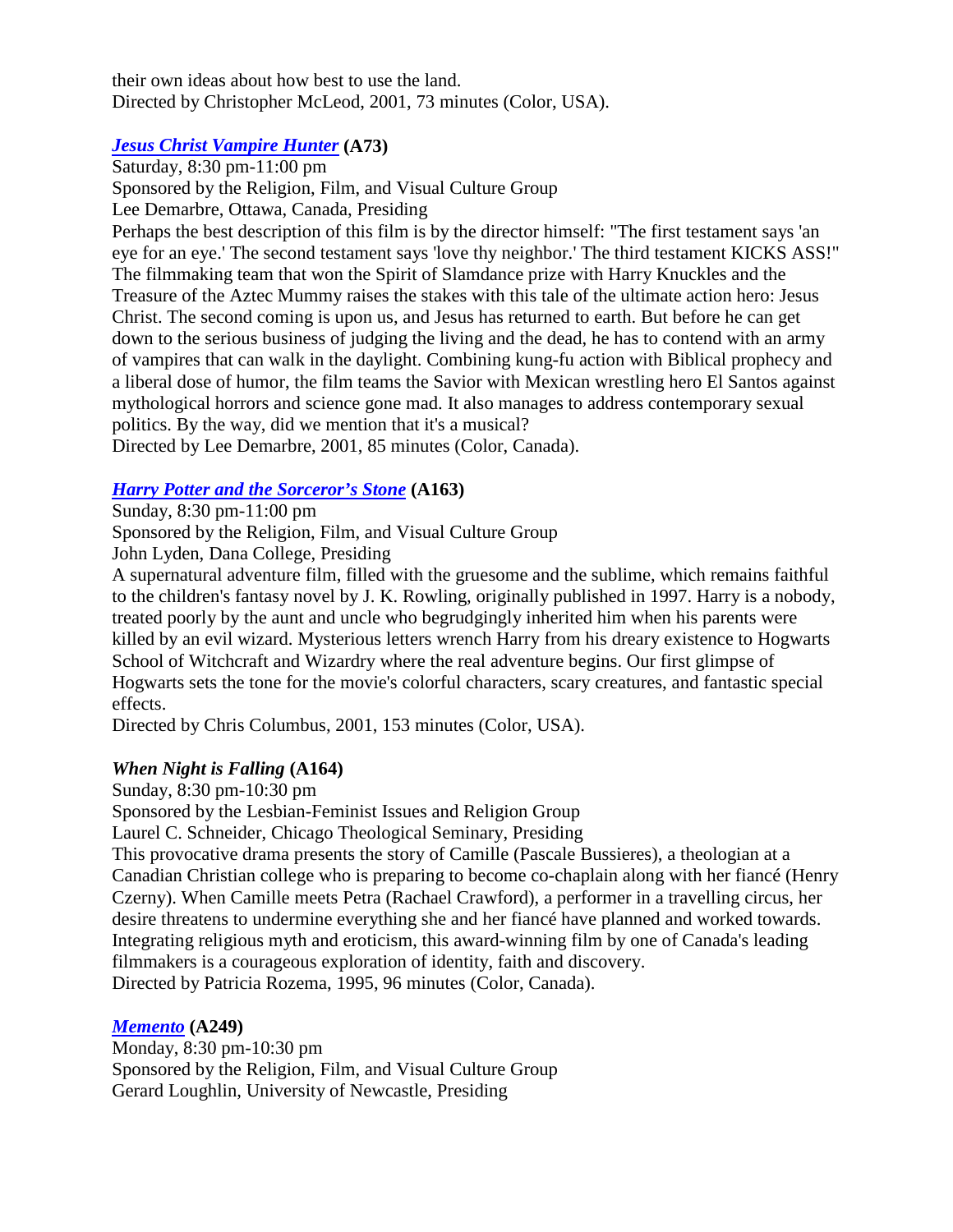their own ideas about how best to use the land.
Directed by Christopher McLeod, 2001, 73 minutes (Color, USA).

### *Jesus Christ Vampire Hunter* (A73)

Saturday, 8:30 pm-11:00 pm
Sponsored by the Religion, Film, and Visual Culture Group
Lee Demarbre, Ottawa, Canada, Presiding
Perhaps the best description of this film is by the director himself: "The first testament says 'an eye for an eye.' The second testament says 'love thy neighbor.' The third testament KICKS ASS!" The filmmaking team that won the Spirit of Slamdance prize with Harry Knuckles and the Treasure of the Aztec Mummy raises the stakes with this tale of the ultimate action hero: Jesus Christ. The second coming is upon us, and Jesus has returned to earth. But before he can get down to the serious business of judging the living and the dead, he has to contend with an army of vampires that can walk in the daylight. Combining kung-fu action with Biblical prophecy and a liberal dose of humor, the film teams the Savior with Mexican wrestling hero El Santos against mythological horrors and science gone mad. It also manages to address contemporary sexual politics. By the way, did we mention that it's a musical?
Directed by Lee Demarbre, 2001, 85 minutes (Color, Canada).

### *Harry Potter and the Sorceror's Stone* (A163)

Sunday, 8:30 pm-11:00 pm
Sponsored by the Religion, Film, and Visual Culture Group
John Lyden, Dana College, Presiding
A supernatural adventure film, filled with the gruesome and the sublime, which remains faithful to the children's fantasy novel by J. K. Rowling, originally published in 1997. Harry is a nobody, treated poorly by the aunt and uncle who begrudgingly inherited him when his parents were killed by an evil wizard. Mysterious letters wrench Harry from his dreary existence to Hogwarts School of Witchcraft and Wizardry where the real adventure begins. Our first glimpse of Hogwarts sets the tone for the movie's colorful characters, scary creatures, and fantastic special effects.
Directed by Chris Columbus, 2001, 153 minutes (Color, USA).

### *When Night is Falling* (A164)

Sunday, 8:30 pm-10:30 pm
Sponsored by the Lesbian-Feminist Issues and Religion Group
Laurel C. Schneider, Chicago Theological Seminary, Presiding
This provocative drama presents the story of Camille (Pascale Bussieres), a theologian at a Canadian Christian college who is preparing to become co-chaplain along with her fiancé (Henry Czerny). When Camille meets Petra (Rachael Crawford), a performer in a travelling circus, her desire threatens to undermine everything she and her fiancé have planned and worked towards. Integrating religious myth and eroticism, this award-winning film by one of Canada's leading filmmakers is a courageous exploration of identity, faith and discovery.
Directed by Patricia Rozema, 1995, 96 minutes (Color, Canada).

### *Memento* (A249)

Monday, 8:30 pm-10:30 pm
Sponsored by the Religion, Film, and Visual Culture Group
Gerard Loughlin, University of Newcastle, Presiding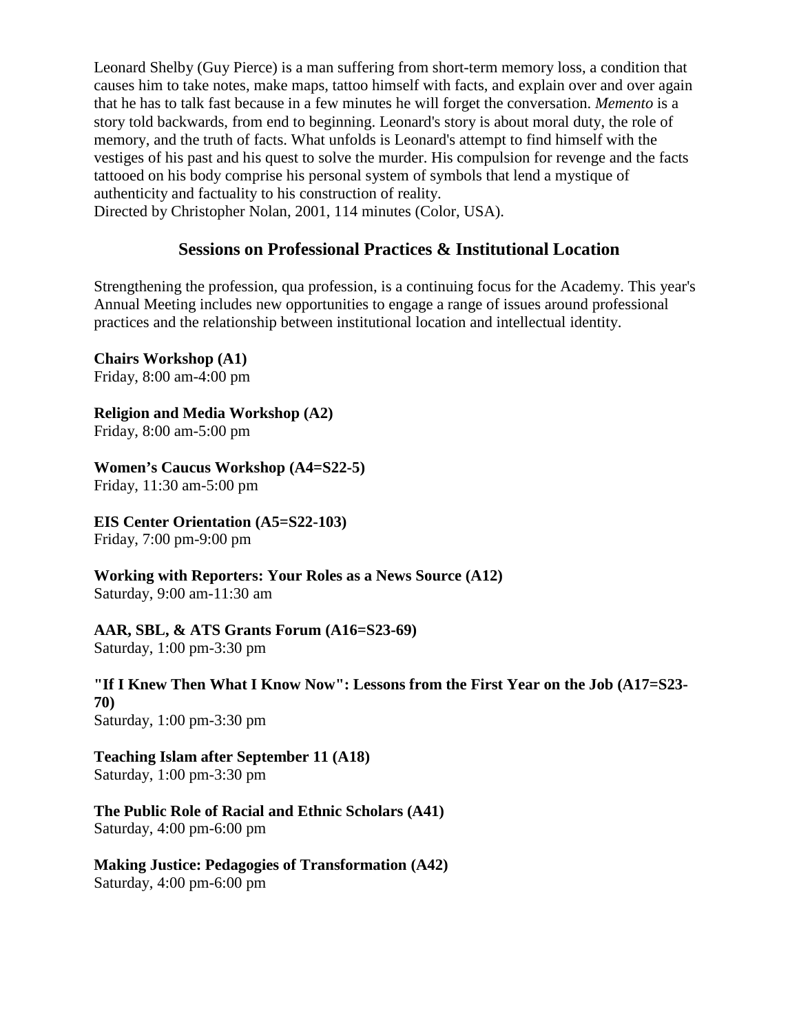Leonard Shelby (Guy Pierce) is a man suffering from short-term memory loss, a condition that causes him to take notes, make maps, tattoo himself with facts, and explain over and over again that he has to talk fast because in a few minutes he will forget the conversation. *Memento* is a story told backwards, from end to beginning. Leonard's story is about moral duty, the role of memory, and the truth of facts. What unfolds is Leonard's attempt to find himself with the vestiges of his past and his quest to solve the murder. His compulsion for revenge and the facts tattooed on his body comprise his personal system of symbols that lend a mystique of authenticity and factuality to his construction of reality.
Directed by Christopher Nolan, 2001, 114 minutes (Color, USA).

## Sessions on Professional Practices & Institutional Location

Strengthening the profession, qua profession, is a continuing focus for the Academy. This year's Annual Meeting includes new opportunities to engage a range of issues around professional practices and the relationship between institutional location and intellectual identity.

**Chairs Workshop (A1)**
Friday, 8:00 am-4:00 pm

**Religion and Media Workshop (A2)**
Friday, 8:00 am-5:00 pm

**Women's Caucus Workshop (A4=S22-5)**
Friday, 11:30 am-5:00 pm

**EIS Center Orientation (A5=S22-103)**
Friday, 7:00 pm-9:00 pm

**Working with Reporters: Your Roles as a News Source (A12)**
Saturday, 9:00 am-11:30 am

**AAR, SBL, & ATS Grants Forum (A16=S23-69)**
Saturday, 1:00 pm-3:30 pm

**"If I Knew Then What I Know Now": Lessons from the First Year on the Job (A17=S23-70)**
Saturday, 1:00 pm-3:30 pm

**Teaching Islam after September 11 (A18)**
Saturday, 1:00 pm-3:30 pm

**The Public Role of Racial and Ethnic Scholars (A41)**
Saturday, 4:00 pm-6:00 pm

**Making Justice: Pedagogies of Transformation (A42)**
Saturday, 4:00 pm-6:00 pm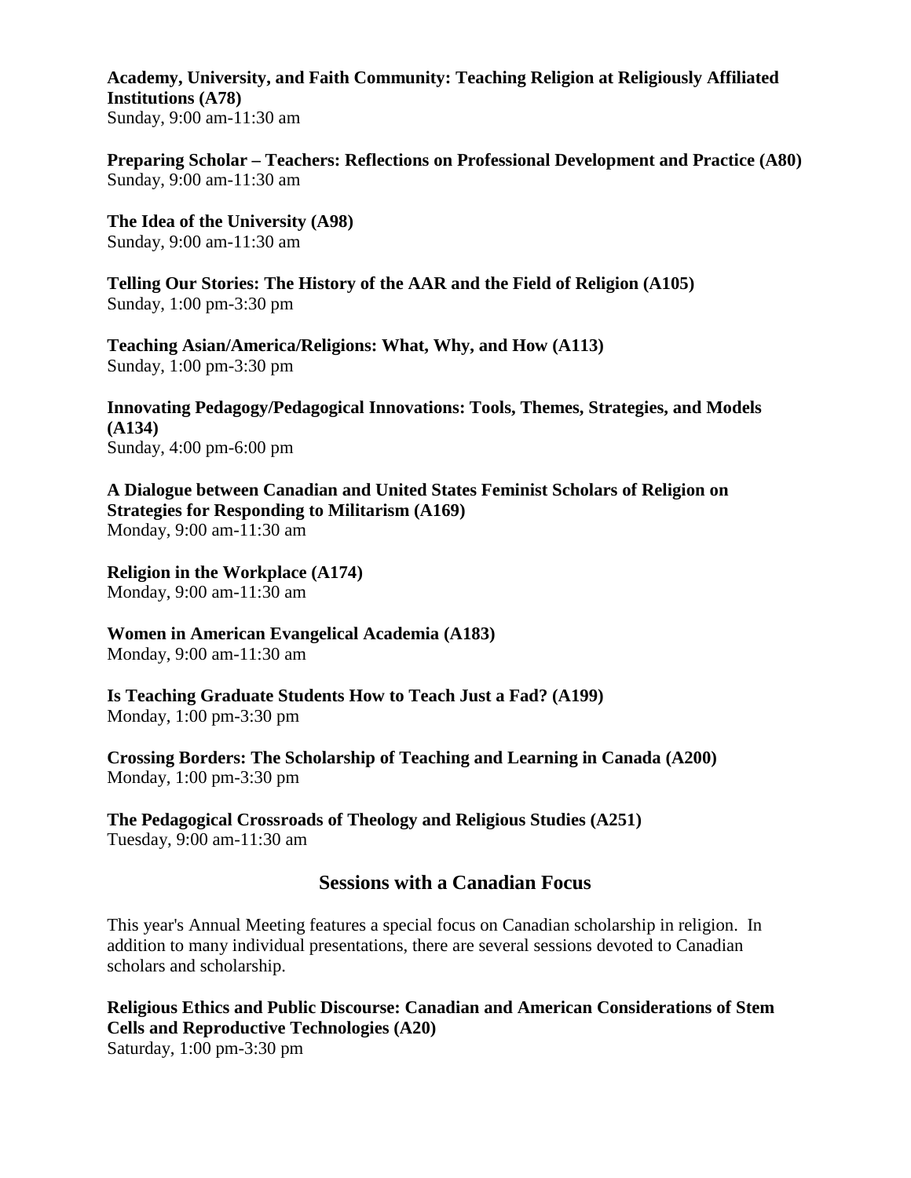**Academy, University, and Faith Community: Teaching Religion at Religiously Affiliated Institutions (A78)**
Sunday, 9:00 am-11:30 am

**Preparing Scholar – Teachers: Reflections on Professional Development and Practice (A80)**
Sunday, 9:00 am-11:30 am

**The Idea of the University (A98)**
Sunday, 9:00 am-11:30 am

**Telling Our Stories: The History of the AAR and the Field of Religion (A105)**
Sunday, 1:00 pm-3:30 pm

**Teaching Asian/America/Religions: What, Why, and How (A113)**
Sunday, 1:00 pm-3:30 pm

**Innovating Pedagogy/Pedagogical Innovations: Tools, Themes, Strategies, and Models (A134)**
Sunday, 4:00 pm-6:00 pm

**A Dialogue between Canadian and United States Feminist Scholars of Religion on Strategies for Responding to Militarism (A169)**
Monday, 9:00 am-11:30 am

**Religion in the Workplace (A174)**
Monday, 9:00 am-11:30 am

**Women in American Evangelical Academia (A183)**
Monday, 9:00 am-11:30 am

**Is Teaching Graduate Students How to Teach Just a Fad? (A199)**
Monday, 1:00 pm-3:30 pm

**Crossing Borders: The Scholarship of Teaching and Learning in Canada (A200)**
Monday, 1:00 pm-3:30 pm

**The Pedagogical Crossroads of Theology and Religious Studies (A251)**
Tuesday, 9:00 am-11:30 am

## Sessions with a Canadian Focus

This year's Annual Meeting features a special focus on Canadian scholarship in religion. In addition to many individual presentations, there are several sessions devoted to Canadian scholars and scholarship.

**Religious Ethics and Public Discourse: Canadian and American Considerations of Stem Cells and Reproductive Technologies (A20)**
Saturday, 1:00 pm-3:30 pm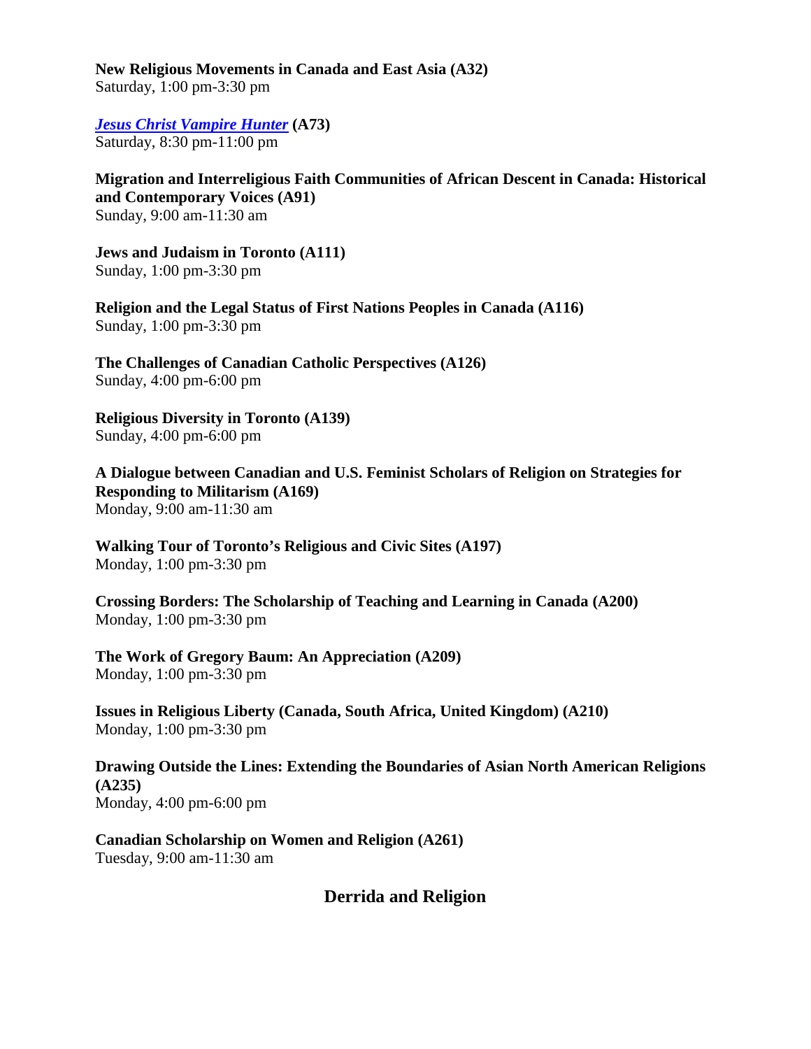**New Religious Movements in Canada and East Asia (A32)**
Saturday, 1:00 pm-3:30 pm

***Jesus Christ Vampire Hunter*** **(A73)**
Saturday, 8:30 pm-11:00 pm

**Migration and Interreligious Faith Communities of African Descent in Canada: Historical and Contemporary Voices (A91)**
Sunday, 9:00 am-11:30 am

**Jews and Judaism in Toronto (A111)**
Sunday, 1:00 pm-3:30 pm

**Religion and the Legal Status of First Nations Peoples in Canada (A116)**
Sunday, 1:00 pm-3:30 pm

**The Challenges of Canadian Catholic Perspectives (A126)**
Sunday, 4:00 pm-6:00 pm

**Religious Diversity in Toronto (A139)**
Sunday, 4:00 pm-6:00 pm

**A Dialogue between Canadian and U.S. Feminist Scholars of Religion on Strategies for Responding to Militarism (A169)**
Monday, 9:00 am-11:30 am

**Walking Tour of Toronto's Religious and Civic Sites (A197)**
Monday, 1:00 pm-3:30 pm

**Crossing Borders: The Scholarship of Teaching and Learning in Canada (A200)**
Monday, 1:00 pm-3:30 pm

**The Work of Gregory Baum: An Appreciation (A209)**
Monday, 1:00 pm-3:30 pm

**Issues in Religious Liberty (Canada, South Africa, United Kingdom) (A210)**
Monday, 1:00 pm-3:30 pm

**Drawing Outside the Lines: Extending the Boundaries of Asian North American Religions (A235)**
Monday, 4:00 pm-6:00 pm

**Canadian Scholarship on Women and Religion (A261)**
Tuesday, 9:00 am-11:30 am

## Derrida and Religion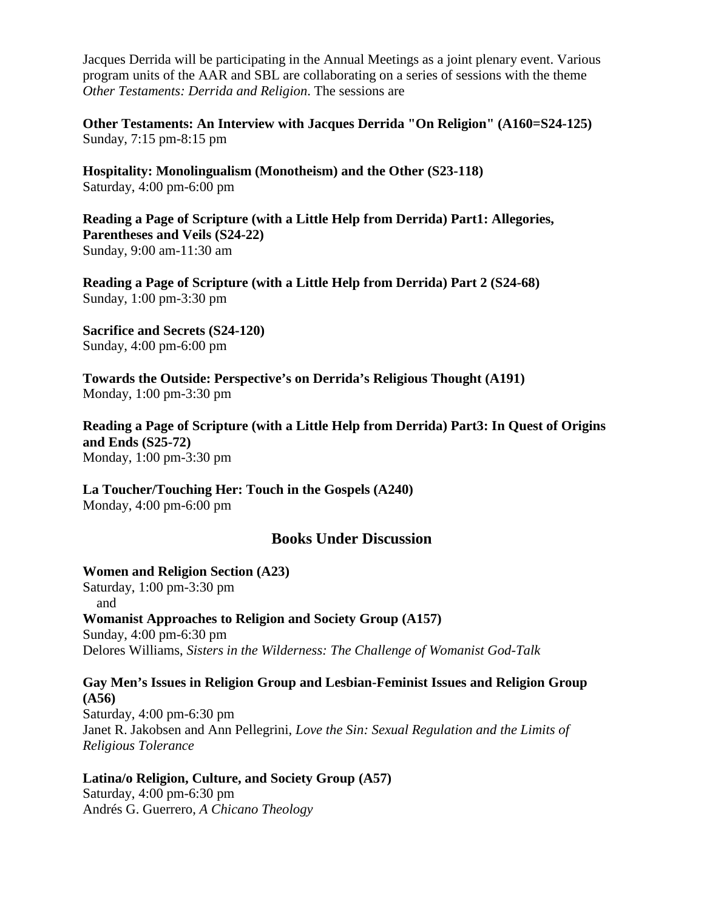Jacques Derrida will be participating in the Annual Meetings as a joint plenary event. Various program units of the AAR and SBL are collaborating on a series of sessions with the theme *Other Testaments: Derrida and Religion*. The sessions are

**Other Testaments: An Interview with Jacques Derrida "On Religion" (A160=S24-125)**
Sunday, 7:15 pm-8:15 pm

**Hospitality: Monolingualism (Monotheism) and the Other (S23-118)**
Saturday, 4:00 pm-6:00 pm

**Reading a Page of Scripture (with a Little Help from Derrida) Part1: Allegories, Parentheses and Veils (S24-22)**
Sunday, 9:00 am-11:30 am

**Reading a Page of Scripture (with a Little Help from Derrida) Part 2 (S24-68)**
Sunday, 1:00 pm-3:30 pm

**Sacrifice and Secrets (S24-120)**
Sunday, 4:00 pm-6:00 pm

**Towards the Outside: Perspective's on Derrida's Religious Thought (A191)**
Monday, 1:00 pm-3:30 pm

**Reading a Page of Scripture (with a Little Help from Derrida) Part3: In Quest of Origins and Ends (S25-72)**
Monday, 1:00 pm-3:30 pm

**La Toucher/Touching Her: Touch in the Gospels (A240)**
Monday, 4:00 pm-6:00 pm

## Books Under Discussion

**Women and Religion Section (A23)**
Saturday, 1:00 pm-3:30 pm
and
**Womanist Approaches to Religion and Society Group (A157)**
Sunday, 4:00 pm-6:30 pm
Delores Williams, *Sisters in the Wilderness: The Challenge of Womanist God-Talk*

**Gay Men's Issues in Religion Group and Lesbian-Feminist Issues and Religion Group (A56)**
Saturday, 4:00 pm-6:30 pm
Janet R. Jakobsen and Ann Pellegrini, *Love the Sin: Sexual Regulation and the Limits of Religious Tolerance*

**Latina/o Religion, Culture, and Society Group (A57)**
Saturday, 4:00 pm-6:30 pm
Andrés G. Guerrero, *A Chicano Theology*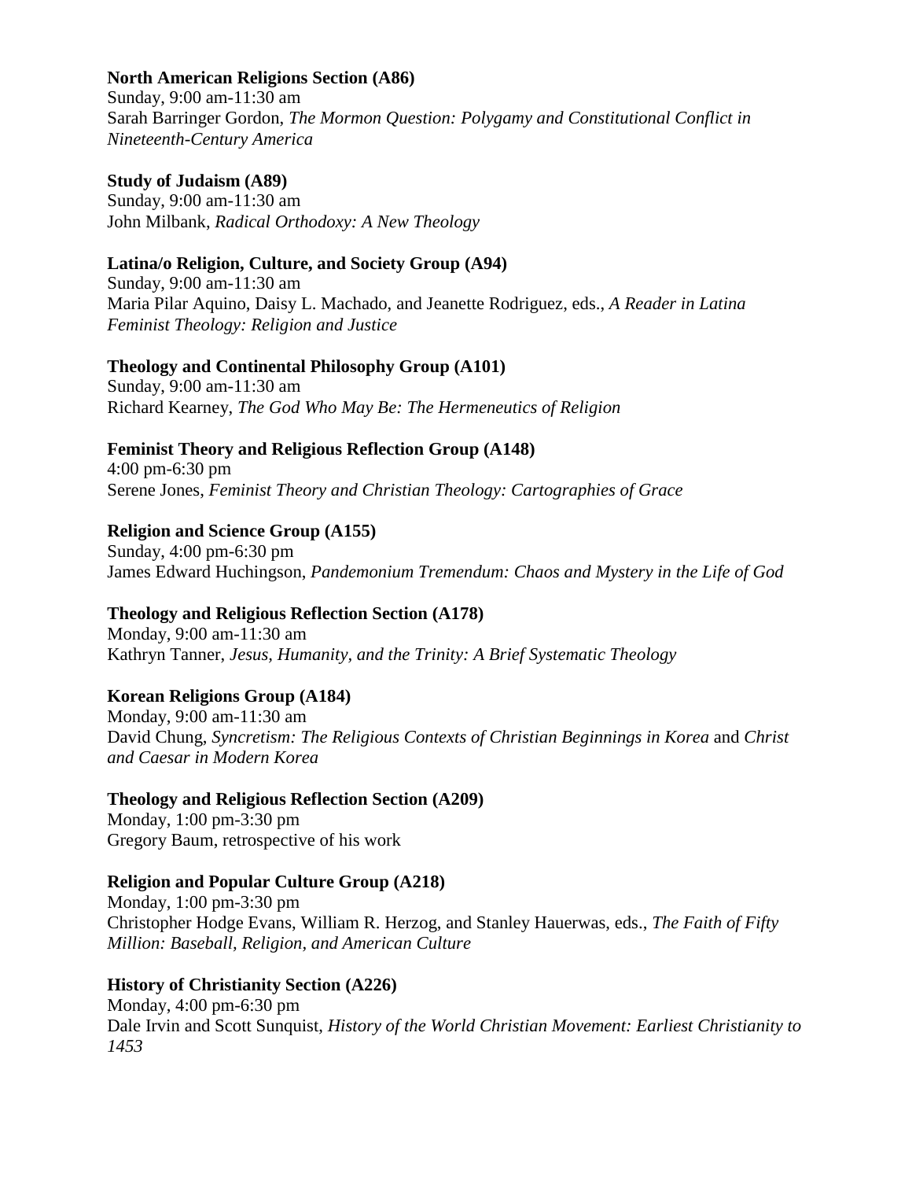**North American Religions Section (A86)**
Sunday, 9:00 am-11:30 am
Sarah Barringer Gordon, *The Mormon Question: Polygamy and Constitutional Conflict in Nineteenth-Century America*

**Study of Judaism (A89)**
Sunday, 9:00 am-11:30 am
John Milbank, *Radical Orthodoxy: A New Theology*

**Latina/o Religion, Culture, and Society Group (A94)**
Sunday, 9:00 am-11:30 am
Maria Pilar Aquino, Daisy L. Machado, and Jeanette Rodriguez, eds., *A Reader in Latina Feminist Theology: Religion and Justice*

**Theology and Continental Philosophy Group (A101)**
Sunday, 9:00 am-11:30 am
Richard Kearney, *The God Who May Be: The Hermeneutics of Religion*

**Feminist Theory and Religious Reflection Group (A148)**
4:00 pm-6:30 pm
Serene Jones, *Feminist Theory and Christian Theology: Cartographies of Grace*

**Religion and Science Group (A155)**
Sunday, 4:00 pm-6:30 pm
James Edward Huchingson, *Pandemonium Tremendum: Chaos and Mystery in the Life of God*

**Theology and Religious Reflection Section (A178)**
Monday, 9:00 am-11:30 am
Kathryn Tanner, *Jesus, Humanity, and the Trinity: A Brief Systematic Theology*

**Korean Religions Group (A184)**
Monday, 9:00 am-11:30 am
David Chung, *Syncretism: The Religious Contexts of Christian Beginnings in Korea* and *Christ and Caesar in Modern Korea*

**Theology and Religious Reflection Section (A209)**
Monday, 1:00 pm-3:30 pm
Gregory Baum, retrospective of his work

**Religion and Popular Culture Group (A218)**
Monday, 1:00 pm-3:30 pm
Christopher Hodge Evans, William R. Herzog, and Stanley Hauerwas, eds., *The Faith of Fifty Million: Baseball, Religion, and American Culture*

**History of Christianity Section (A226)**
Monday, 4:00 pm-6:30 pm
Dale Irvin and Scott Sunquist, *History of the World Christian Movement: Earliest Christianity to 1453*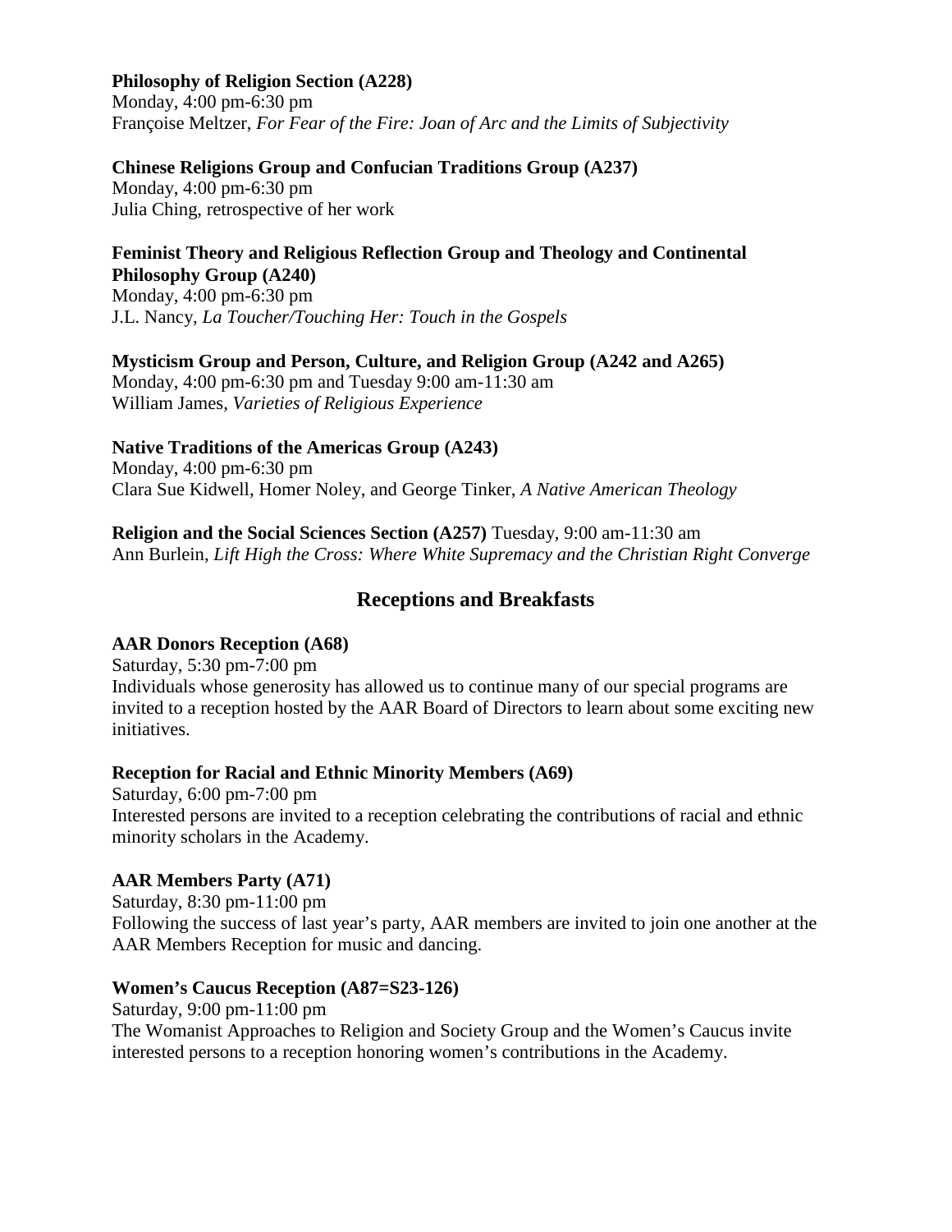**Philosophy of Religion Section (A228)**
Monday, 4:00 pm-6:30 pm
Françoise Meltzer, *For Fear of the Fire: Joan of Arc and the Limits of Subjectivity*

**Chinese Religions Group and Confucian Traditions Group (A237)**
Monday, 4:00 pm-6:30 pm
Julia Ching, retrospective of her work

**Feminist Theory and Religious Reflection Group and Theology and Continental Philosophy Group (A240)**
Monday, 4:00 pm-6:30 pm
J.L. Nancy, *La Toucher/Touching Her: Touch in the Gospels*

**Mysticism Group and Person, Culture, and Religion Group (A242 and A265)**
Monday, 4:00 pm-6:30 pm and Tuesday 9:00 am-11:30 am
William James, *Varieties of Religious Experience*

**Native Traditions of the Americas Group (A243)**
Monday, 4:00 pm-6:30 pm
Clara Sue Kidwell, Homer Noley, and George Tinker, *A Native American Theology*

**Religion and the Social Sciences Section (A257)** Tuesday, 9:00 am-11:30 am
Ann Burlein, *Lift High the Cross: Where White Supremacy and the Christian Right Converge*

## Receptions and Breakfasts

**AAR Donors Reception (A68)**
Saturday, 5:30 pm-7:00 pm
Individuals whose generosity has allowed us to continue many of our special programs are invited to a reception hosted by the AAR Board of Directors to learn about some exciting new initiatives.

**Reception for Racial and Ethnic Minority Members (A69)**
Saturday, 6:00 pm-7:00 pm
Interested persons are invited to a reception celebrating the contributions of racial and ethnic minority scholars in the Academy.

**AAR Members Party (A71)**
Saturday, 8:30 pm-11:00 pm
Following the success of last year's party, AAR members are invited to join one another at the AAR Members Reception for music and dancing.

**Women's Caucus Reception (A87=S23-126)**
Saturday, 9:00 pm-11:00 pm
The Womanist Approaches to Religion and Society Group and the Women's Caucus invite interested persons to a reception honoring women's contributions in the Academy.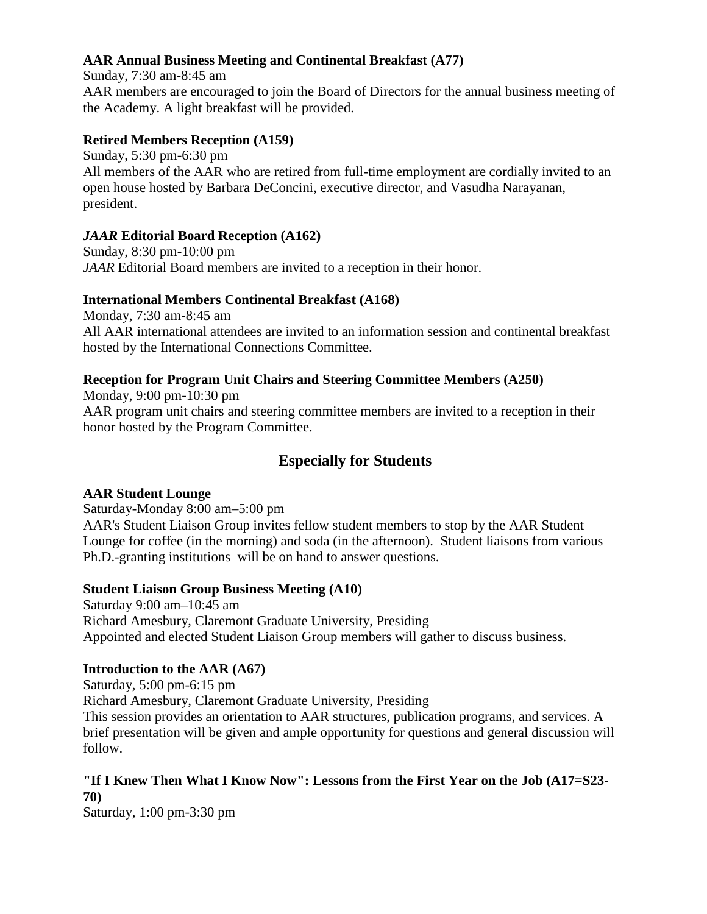**AAR Annual Business Meeting and Continental Breakfast (A77)**

Sunday, 7:30 am-8:45 am

AAR members are encouraged to join the Board of Directors for the annual business meeting of the Academy. A light breakfast will be provided.

**Retired Members Reception (A159)**

Sunday, 5:30 pm-6:30 pm

All members of the AAR who are retired from full-time employment are cordially invited to an open house hosted by Barbara DeConcini, executive director, and Vasudha Narayanan, president.

***JAAR* Editorial Board Reception (A162)**

Sunday, 8:30 pm-10:00 pm

*JAAR* Editorial Board members are invited to a reception in their honor.

**International Members Continental Breakfast (A168)**

Monday, 7:30 am-8:45 am

All AAR international attendees are invited to an information session and continental breakfast hosted by the International Connections Committee.

**Reception for Program Unit Chairs and Steering Committee Members (A250)**

Monday, 9:00 pm-10:30 pm

AAR program unit chairs and steering committee members are invited to a reception in their honor hosted by the Program Committee.

## Especially for Students

**AAR Student Lounge**

Saturday-Monday 8:00 am–5:00 pm

AAR's Student Liaison Group invites fellow student members to stop by the AAR Student Lounge for coffee (in the morning) and soda (in the afternoon). Student liaisons from various Ph.D.-granting institutions will be on hand to answer questions.

**Student Liaison Group Business Meeting (A10)**

Saturday 9:00 am–10:45 am

Richard Amesbury, Claremont Graduate University, Presiding

Appointed and elected Student Liaison Group members will gather to discuss business.

**Introduction to the AAR (A67)**

Saturday, 5:00 pm-6:15 pm

Richard Amesbury, Claremont Graduate University, Presiding

This session provides an orientation to AAR structures, publication programs, and services. A brief presentation will be given and ample opportunity for questions and general discussion will follow.

**"If I Knew Then What I Know Now": Lessons from the First Year on the Job (A17=S23-70)**

Saturday, 1:00 pm-3:30 pm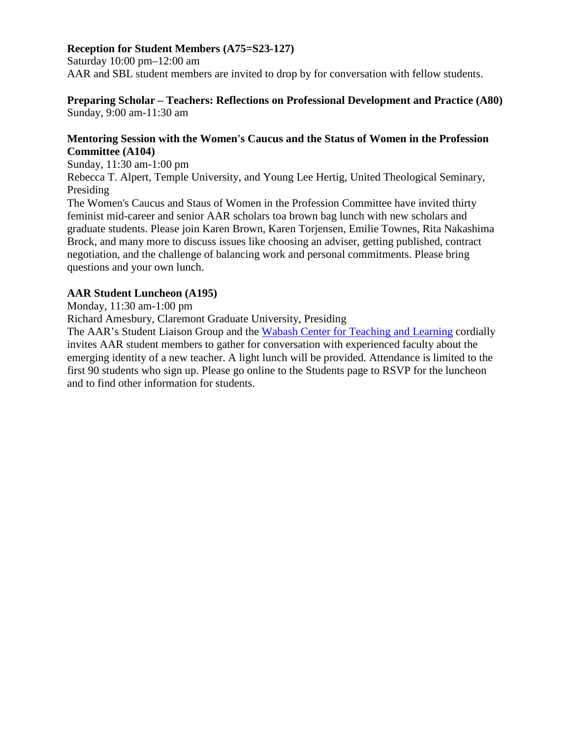**Reception for Student Members (A75=S23-127)**
Saturday 10:00 pm–12:00 am
AAR and SBL student members are invited to drop by for conversation with fellow students.

**Preparing Scholar – Teachers: Reflections on Professional Development and Practice (A80)**
Sunday, 9:00 am-11:30 am

**Mentoring Session with the Women's Caucus and the Status of Women in the Profession Committee (A104)**
Sunday, 11:30 am-1:00 pm
Rebecca T. Alpert, Temple University, and Young Lee Hertig, United Theological Seminary, Presiding
The Women's Caucus and Staus of Women in the Profession Committee have invited thirty feminist mid-career and senior AAR scholars toa brown bag lunch with new scholars and graduate students. Please join Karen Brown, Karen Torjensen, Emilie Townes, Rita Nakashima Brock, and many more to discuss issues like choosing an adviser, getting published, contract negotiation, and the challenge of balancing work and personal commitments. Please bring questions and your own lunch.

**AAR Student Luncheon (A195)**
Monday, 11:30 am-1:00 pm
Richard Amesbury, Claremont Graduate University, Presiding
The AAR's Student Liaison Group and the Wabash Center for Teaching and Learning cordially invites AAR student members to gather for conversation with experienced faculty about the emerging identity of a new teacher. A light lunch will be provided. Attendance is limited to the first 90 students who sign up. Please go online to the Students page to RSVP for the luncheon and to find other information for students.